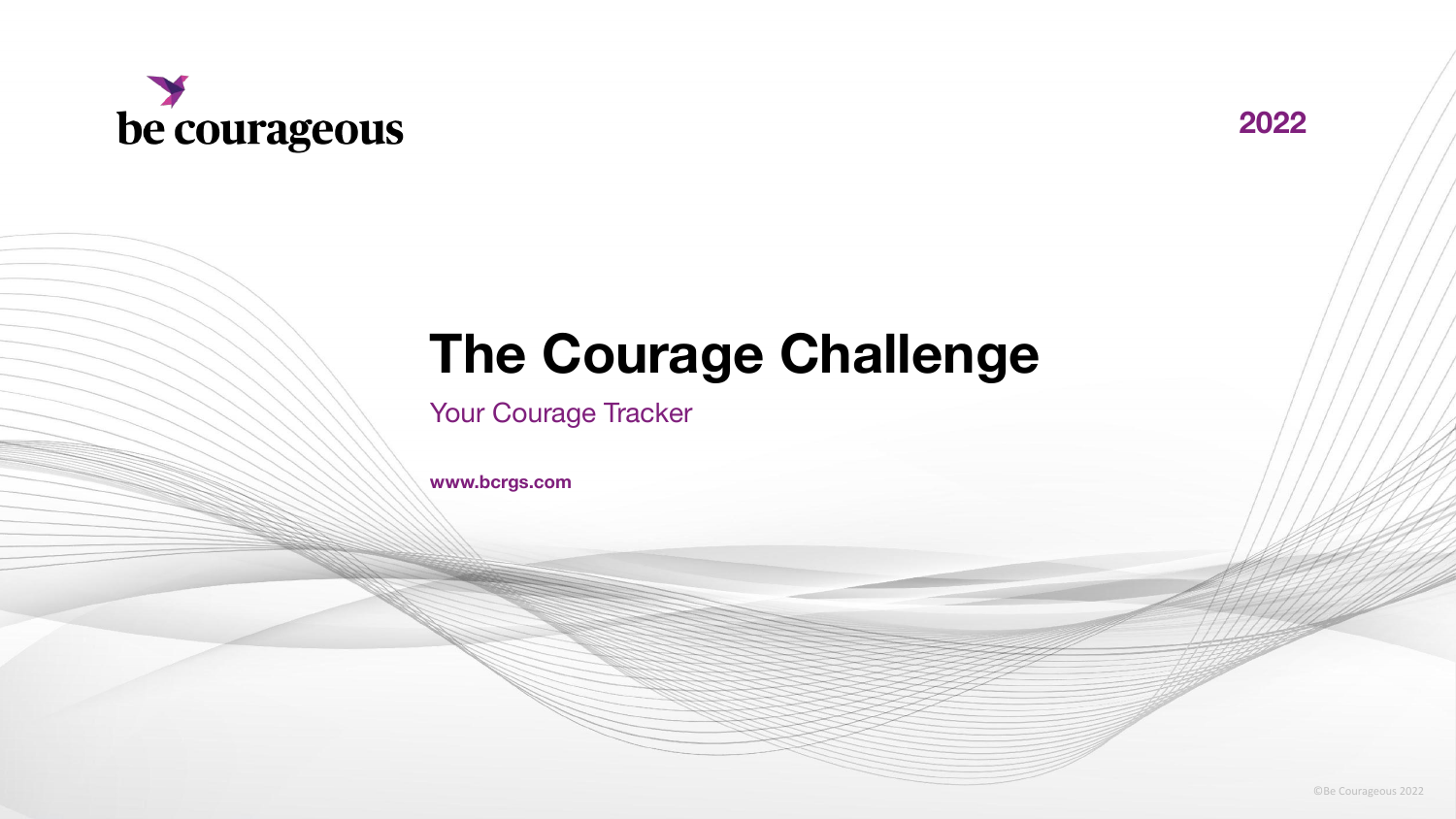be courageous

2022

# The Courage Challenge

Your Courage Tracker

**www.bcrgs.com**

©Be Courageous 2022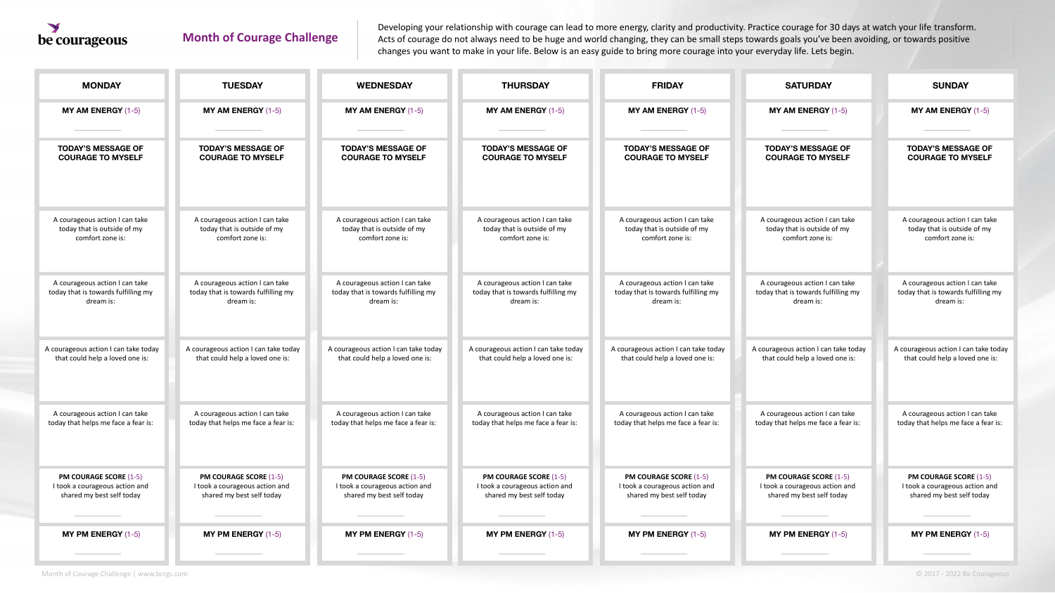be courageous

## Month of Courage Challenge

Developing your relationship with courage can lead to more energy, clarity and productivity. Practice courage for 30 days at watch your life transform. Acts of courage do not always need to be huge and world changing, they can be small steps towards goals you've been avoiding, or towards positive changes you want to make in your life. Below is an easy guide to bring more courage into your everyday life. Lets begin.

| MONDAY | TUESDAY | WEDNESDAY | THURSDAY | FRIDAY | SATURDAY | SUNDAY |
|---|---|---|---|---|---|---|
| **MY AM ENERGY** (1-5) ________ | **MY AM ENERGY** (1-5) ________ | **MY AM ENERGY** (1-5) ________ | **MY AM ENERGY** (1-5) ________ | **MY AM ENERGY** (1-5) ________ | **MY AM ENERGY** (1-5) ________ | **MY AM ENERGY** (1-5) ________ |
| **TODAY'S MESSAGE OF COURAGE TO MYSELF** | **TODAY'S MESSAGE OF COURAGE TO MYSELF** | **TODAY'S MESSAGE OF COURAGE TO MYSELF** | **TODAY'S MESSAGE OF COURAGE TO MYSELF** | **TODAY'S MESSAGE OF COURAGE TO MYSELF** | **TODAY'S MESSAGE OF COURAGE TO MYSELF** | **TODAY'S MESSAGE OF COURAGE TO MYSELF** |
| A courageous action I can take today that is outside of my comfort zone is: | A courageous action I can take today that is outside of my comfort zone is: | A courageous action I can take today that is outside of my comfort zone is: | A courageous action I can take today that is outside of my comfort zone is: | A courageous action I can take today that is outside of my comfort zone is: | A courageous action I can take today that is outside of my comfort zone is: | A courageous action I can take today that is outside of my comfort zone is: |
| A courageous action I can take today that is towards fulfilling my dream is: | A courageous action I can take today that is towards fulfilling my dream is: | A courageous action I can take today that is towards fulfilling my dream is: | A courageous action I can take today that is towards fulfilling my dream is: | A courageous action I can take today that is towards fulfilling my dream is: | A courageous action I can take today that is towards fulfilling my dream is: | A courageous action I can take today that is towards fulfilling my dream is: |
| A courageous action I can take today that could help a loved one is: | A courageous action I can take today that could help a loved one is: | A courageous action I can take today that could help a loved one is: | A courageous action I can take today that could help a loved one is: | A courageous action I can take today that could help a loved one is: | A courageous action I can take today that could help a loved one is: | A courageous action I can take today that could help a loved one is: |
| A courageous action I can take today that helps me face a fear is: | A courageous action I can take today that helps me face a fear is: | A courageous action I can take today that helps me face a fear is: | A courageous action I can take today that helps me face a fear is: | A courageous action I can take today that helps me face a fear is: | A courageous action I can take today that helps me face a fear is: | A courageous action I can take today that helps me face a fear is: |
| **PM COURAGE SCORE** (1-5) I took a courageous action and shared my best self today ________ | **PM COURAGE SCORE** (1-5) I took a courageous action and shared my best self today ________ | **PM COURAGE SCORE** (1-5) I took a courageous action and shared my best self today ________ | **PM COURAGE SCORE** (1-5) I took a courageous action and shared my best self today ________ | **PM COURAGE SCORE** (1-5) I took a courageous action and shared my best self today ________ | **PM COURAGE SCORE** (1-5) I took a courageous action and shared my best self today ________ | **PM COURAGE SCORE** (1-5) I took a courageous action and shared my best self today ________ |
| **MY PM ENERGY** (1-5) ________ | **MY PM ENERGY** (1-5) ________ | **MY PM ENERGY** (1-5) ________ | **MY PM ENERGY** (1-5) ________ | **MY PM ENERGY** (1-5) ________ | **MY PM ENERGY** (1-5) ________ | **MY PM ENERGY** (1-5) ________ |

Month of Courage Challenge | www.bcrgs.com

© 2017 - 2022 Be Courageous